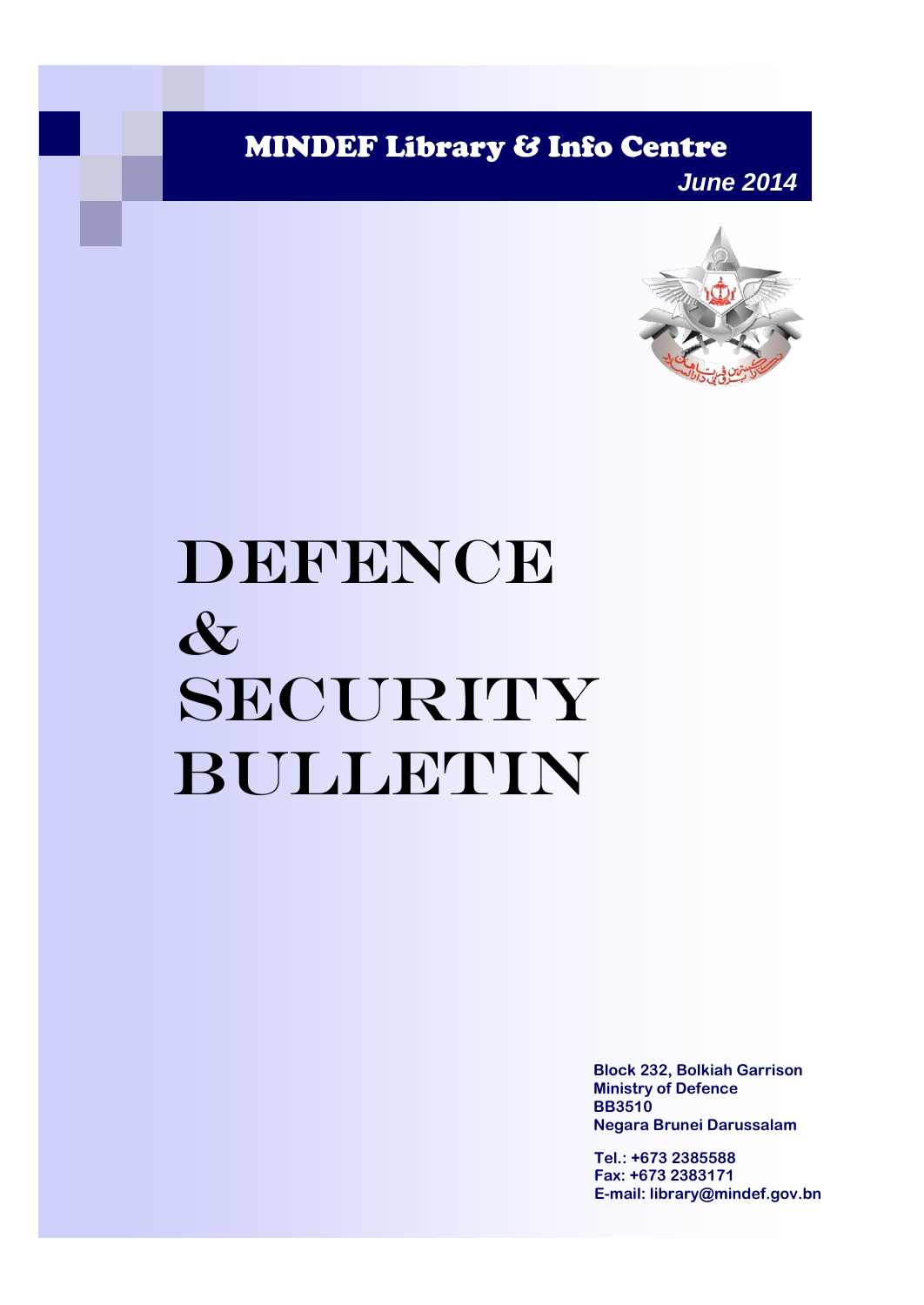MINDEF Library & Info Centre

*June 2014*

# DEFENCE & SECURITY BULLETIN

**Block 232, Bolkiah Garrison**
**Ministry of Defence**
**BB3510**
**Negara Brunei Darussalam**

**Tel.: +673 2385588**
**Fax: +673 2383171**
**E-mail: library@mindef.gov.bn**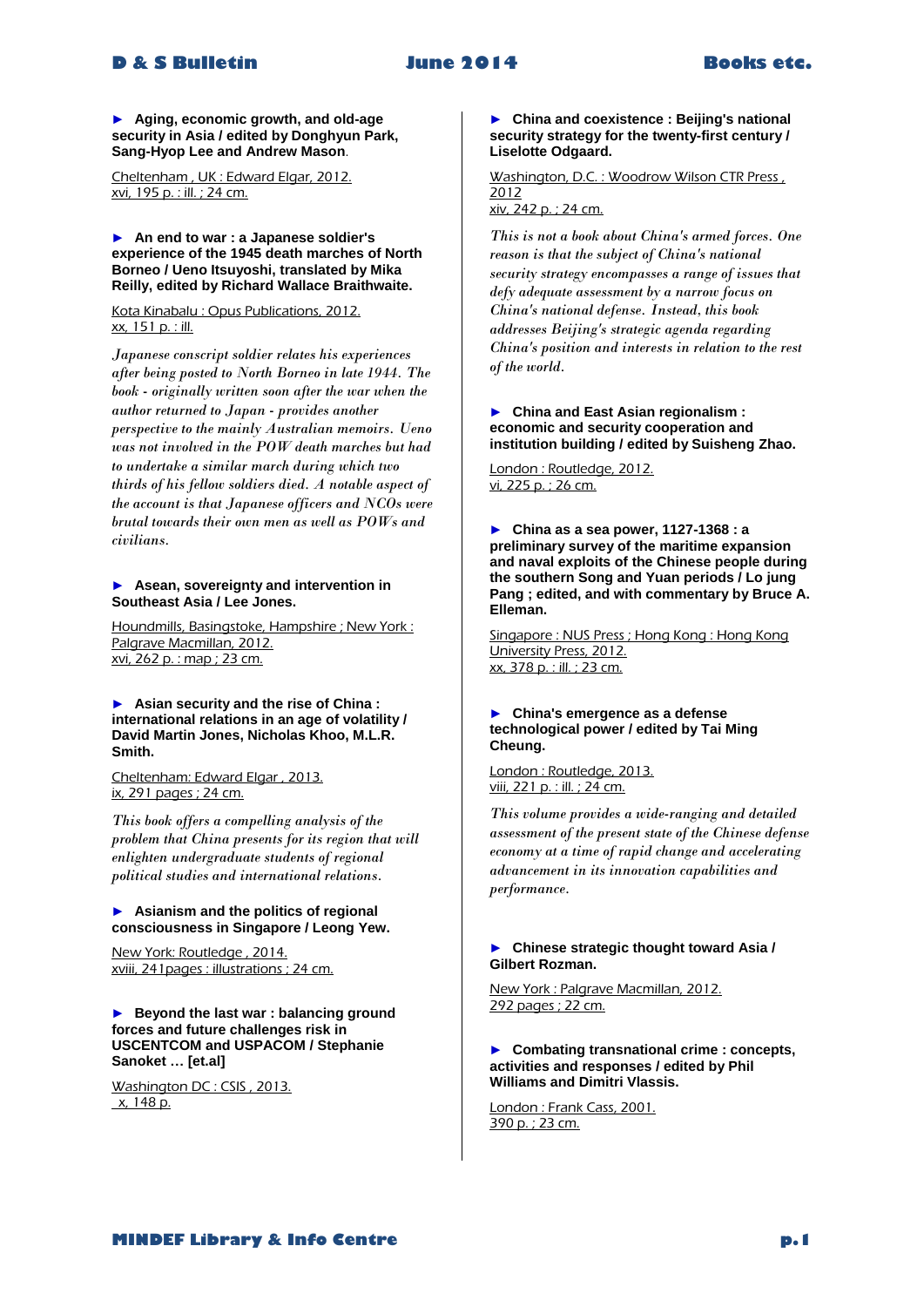► **Aging, economic growth, and old-age security in Asia / edited by Donghyun Park, Sang-Hyop Lee and Andrew Mason**.

Cheltenham , UK : Edward Elgar, 2012.
xvi, 195 p. : ill. ; 24 cm.

► **An end to war : a Japanese soldier's experience of the 1945 death marches of North Borneo / Ueno Itsuyoshi, translated by Mika Reilly, edited by Richard Wallace Braithwaite.**

Kota Kinabalu : Opus Publications, 2012.
xx, 151 p. : ill.

*Japanese conscript soldier relates his experiences after being posted to North Borneo in late 1944. The book - originally written soon after the war when the author returned to Japan - provides another perspective to the mainly Australian memoirs. Ueno was not involved in the POW death marches but had to undertake a similar march during which two thirds of his fellow soldiers died. A notable aspect of the account is that Japanese officers and NCOs were brutal towards their own men as well as POWs and civilians.*

► **Asean, sovereignty and intervention in Southeast Asia / Lee Jones.**

Houndmills, Basingstoke, Hampshire ; New York : Palgrave Macmillan, 2012.
xvi, 262 p. : map ; 23 cm.

► **Asian security and the rise of China : international relations in an age of volatility / David Martin Jones, Nicholas Khoo, M.L.R. Smith.**

Cheltenham: Edward Elgar , 2013.
ix, 291 pages ; 24 cm.

*This book offers a compelling analysis of the problem that China presents for its region that will enlighten undergraduate students of regional political studies and international relations.*

► **Asianism and the politics of regional consciousness in Singapore / Leong Yew.**

New York: Routledge , 2014.
xviii, 241pages : illustrations ; 24 cm.

► **Beyond the last war : balancing ground forces and future challenges risk in USCENTCOM and USPACOM / Stephanie Sanoket … [et.al]**

Washington DC : CSIS , 2013.
x, 148 p.

► **China and coexistence : Beijing's national security strategy for the twenty-first century / Liselotte Odgaard.**

Washington, D.C. : Woodrow Wilson CTR Press , 2012
xiv, 242 p. ; 24 cm.

*This is not a book about China's armed forces. One reason is that the subject of China's national security strategy encompasses a range of issues that defy adequate assessment by a narrow focus on China's national defense. Instead, this book addresses Beijing's strategic agenda regarding China's position and interests in relation to the rest of the world.*

► **China and East Asian regionalism : economic and security cooperation and institution building / edited by Suisheng Zhao.**

London : Routledge, 2012.
vi, 225 p. ; 26 cm.

► **China as a sea power, 1127-1368 : a preliminary survey of the maritime expansion and naval exploits of the Chinese people during the southern Song and Yuan periods / Lo jung Pang ; edited, and with commentary by Bruce A. Elleman.**

Singapore : NUS Press ; Hong Kong : Hong Kong University Press, 2012.
xx, 378 p. : ill. ; 23 cm.

► **China's emergence as a defense technological power / edited by Tai Ming Cheung.**

London : Routledge, 2013.
viii, 221 p. : ill. ; 24 cm.

*This volume provides a wide-ranging and detailed assessment of the present state of the Chinese defense economy at a time of rapid change and accelerating advancement in its innovation capabilities and performance.*

► **Chinese strategic thought toward Asia / Gilbert Rozman.**

New York : Palgrave Macmillan, 2012.
292 pages ; 22 cm.

► **Combating transnational crime : concepts, activities and responses / edited by Phil Williams and Dimitri Vlassis.**

London : Frank Cass, 2001.
390 p. ; 23 cm.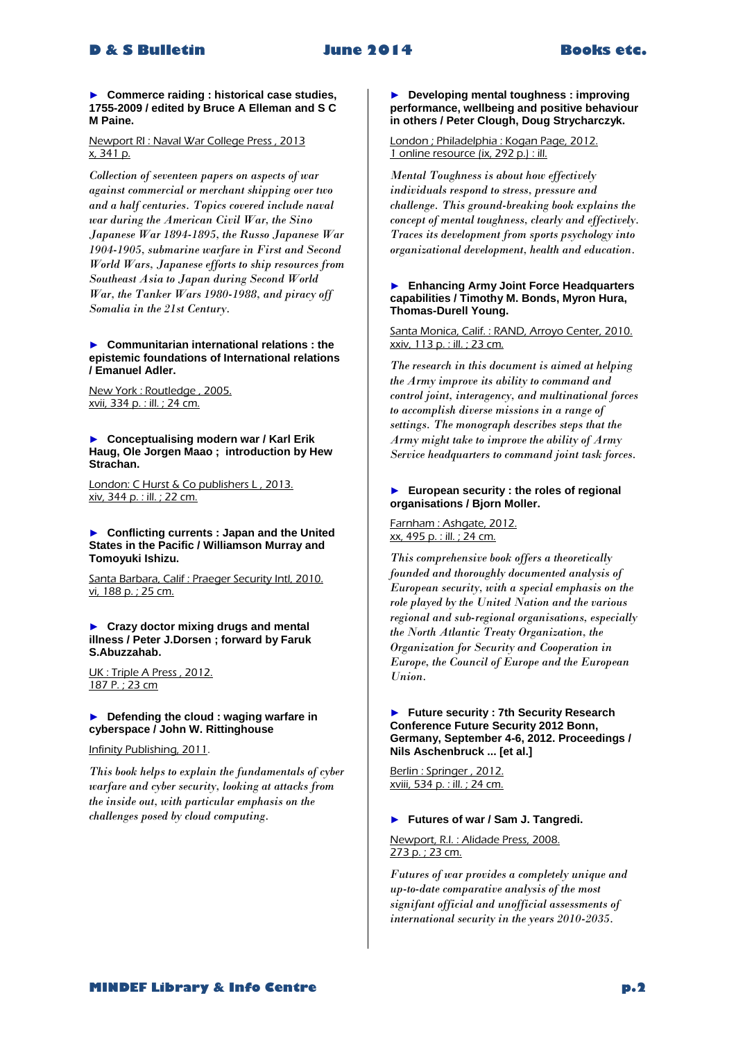► **Commerce raiding : historical case studies, 1755-2009 / edited by Bruce A Elleman and S C M Paine.**

Newport RI : Naval War College Press , 2013
x, 341 p.

*Collection of seventeen papers on aspects of war against commercial or merchant shipping over two and a half centuries. Topics covered include naval war during the American Civil War, the Sino Japanese War 1894-1895, the Russo Japanese War 1904-1905, submarine warfare in First and Second World Wars, Japanese efforts to ship resources from Southeast Asia to Japan during Second World War, the Tanker Wars 1980-1988, and piracy off Somalia in the 21st Century.*

► **Communitarian international relations : the epistemic foundations of International relations / Emanuel Adler.**

New York : Routledge , 2005.
xvii, 334 p. : ill. ; 24 cm.

► **Conceptualising modern war / Karl Erik Haug, Ole Jorgen Maao ; introduction by Hew Strachan.**

London: C Hurst & Co publishers L , 2013.
xiv, 344 p. : ill. ; 22 cm.

► **Conflicting currents : Japan and the United States in the Pacific / Williamson Murray and Tomoyuki Ishizu.**

Santa Barbara, Calif : Praeger Security Intl, 2010.
vi, 188 p. ; 25 cm.

► **Crazy doctor mixing drugs and mental illness / Peter J.Dorsen ; forward by Faruk S.Abuzzahab.**

UK : Triple A Press , 2012.
187 P. ; 23 cm

► **Defending the cloud : waging warfare in cyberspace / John W. Rittinghouse**

Infinity Publishing, 2011.

*This book helps to explain the fundamentals of cyber warfare and cyber security, looking at attacks from the inside out, with particular emphasis on the challenges posed by cloud computing.*

► **Developing mental toughness : improving performance, wellbeing and positive behaviour in others / Peter Clough, Doug Strycharczyk.**

London ; Philadelphia : Kogan Page, 2012.
1 online resource (ix, 292 p.) : ill.

*Mental Toughness is about how effectively individuals respond to stress, pressure and challenge. This ground-breaking book explains the concept of mental toughness, clearly and effectively. Traces its development from sports psychology into organizational development, health and education.*

► **Enhancing Army Joint Force Headquarters capabilities / Timothy M. Bonds, Myron Hura, Thomas-Durell Young.**

Santa Monica, Calif. : RAND, Arroyo Center, 2010.
xxiv, 113 p. : ill. ; 23 cm.

*The research in this document is aimed at helping the Army improve its ability to command and control joint, interagency, and multinational forces to accomplish diverse missions in a range of settings. The monograph describes steps that the Army might take to improve the ability of Army Service headquarters to command joint task forces.*

► **European security : the roles of regional organisations / Bjorn Moller.**

Farnham : Ashgate, 2012.
xx, 495 p. : ill. ; 24 cm.

*This comprehensive book offers a theoretically founded and thoroughly documented analysis of European security, with a special emphasis on the role played by the United Nation and the various regional and sub-regional organisations, especially the North Atlantic Treaty Organization, the Organization for Security and Cooperation in Europe, the Council of Europe and the European Union.*

► **Future security : 7th Security Research Conference Future Security 2012 Bonn, Germany, September 4-6, 2012. Proceedings / Nils Aschenbruck ... [et al.]**

Berlin : Springer , 2012.
xviii, 534 p. : ill. ; 24 cm.

► **Futures of war / Sam J. Tangredi.**

Newport, R.I. : Alidade Press, 2008.
273 p. ; 23 cm.

*Futures of war provides a completely unique and up-to-date comparative analysis of the most signifant official and unofficial assessments of international security in the years 2010-2035.*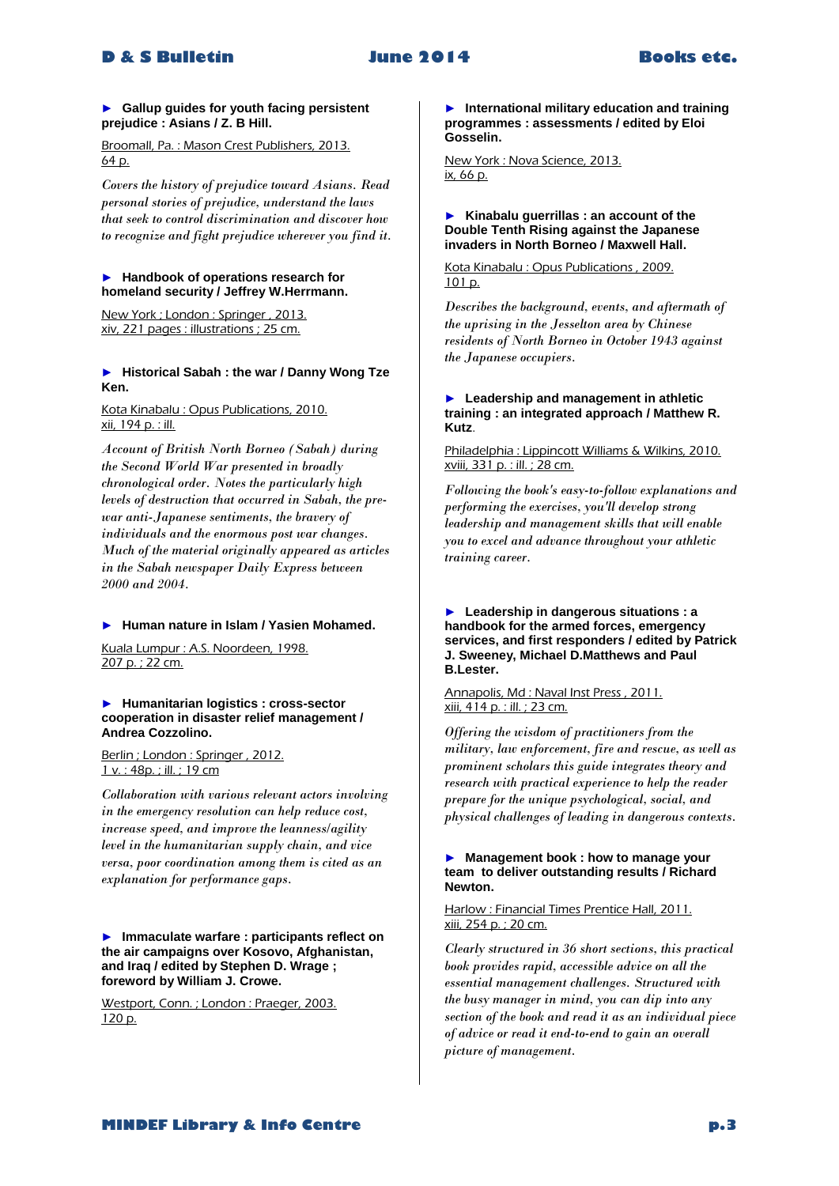► **Gallup guides for youth facing persistent prejudice : Asians / Z. B Hill.**

Broomall, Pa. : Mason Crest Publishers, 2013.
64 p.

*Covers the history of prejudice toward Asians. Read personal stories of prejudice, understand the laws that seek to control discrimination and discover how to recognize and fight prejudice wherever you find it.*

► **Handbook of operations research for homeland security / Jeffrey W.Herrmann.**

New York ; London : Springer , 2013.
xiv, 221 pages : illustrations ; 25 cm.

► **Historical Sabah : the war / Danny Wong Tze Ken.**

Kota Kinabalu : Opus Publications, 2010.
xii, 194 p. : ill.

*Account of British North Borneo (Sabah) during the Second World War presented in broadly chronological order. Notes the particularly high levels of destruction that occurred in Sabah, the pre-war anti-Japanese sentiments, the bravery of individuals and the enormous post war changes. Much of the material originally appeared as articles in the Sabah newspaper Daily Express between 2000 and 2004.*

► **Human nature in Islam / Yasien Mohamed.**

Kuala Lumpur : A.S. Noordeen, 1998.
207 p. ; 22 cm.

► **Humanitarian logistics : cross-sector cooperation in disaster relief management / Andrea Cozzolino.**

Berlin ; London : Springer , 2012.
1 v. : 48p. ; ill. ; 19 cm

*Collaboration with various relevant actors involving in the emergency resolution can help reduce cost, increase speed, and improve the leanness/agility level in the humanitarian supply chain, and vice versa, poor coordination among them is cited as an explanation for performance gaps.*

► **Immaculate warfare : participants reflect on the air campaigns over Kosovo, Afghanistan, and Iraq / edited by Stephen D. Wrage ; foreword by William J. Crowe.**

Westport, Conn. ; London : Praeger, 2003.
120 p.

► **International military education and training programmes : assessments / edited by Eloi Gosselin.**

New York : Nova Science, 2013.
ix, 66 p.

► **Kinabalu guerrillas : an account of the Double Tenth Rising against the Japanese invaders in North Borneo / Maxwell Hall.**

Kota Kinabalu : Opus Publications , 2009.
101 p.

*Describes the background, events, and aftermath of the uprising in the Jesselton area by Chinese residents of North Borneo in October 1943 against the Japanese occupiers.*

► **Leadership and management in athletic training : an integrated approach / Matthew R. Kutz**.

Philadelphia : Lippincott Williams & Wilkins, 2010.
xviii, 331 p. : ill. ; 28 cm.

*Following the book's easy-to-follow explanations and performing the exercises, you'll develop strong leadership and management skills that will enable you to excel and advance throughout your athletic training career.*

► **Leadership in dangerous situations : a handbook for the armed forces, emergency services, and first responders / edited by Patrick J. Sweeney, Michael D.Matthews and Paul B.Lester.**

Annapolis, Md : Naval Inst Press , 2011.
xiii, 414 p. : ill. ; 23 cm.

*Offering the wisdom of practitioners from the military, law enforcement, fire and rescue, as well as prominent scholars this guide integrates theory and research with practical experience to help the reader prepare for the unique psychological, social, and physical challenges of leading in dangerous contexts.*

► **Management book : how to manage your team to deliver outstanding results / Richard Newton.**

Harlow : Financial Times Prentice Hall, 2011.
xiii, 254 p. ; 20 cm.

*Clearly structured in 36 short sections, this practical book provides rapid, accessible advice on all the essential management challenges. Structured with the busy manager in mind, you can dip into any section of the book and read it as an individual piece of advice or read it end-to-end to gain an overall picture of management.*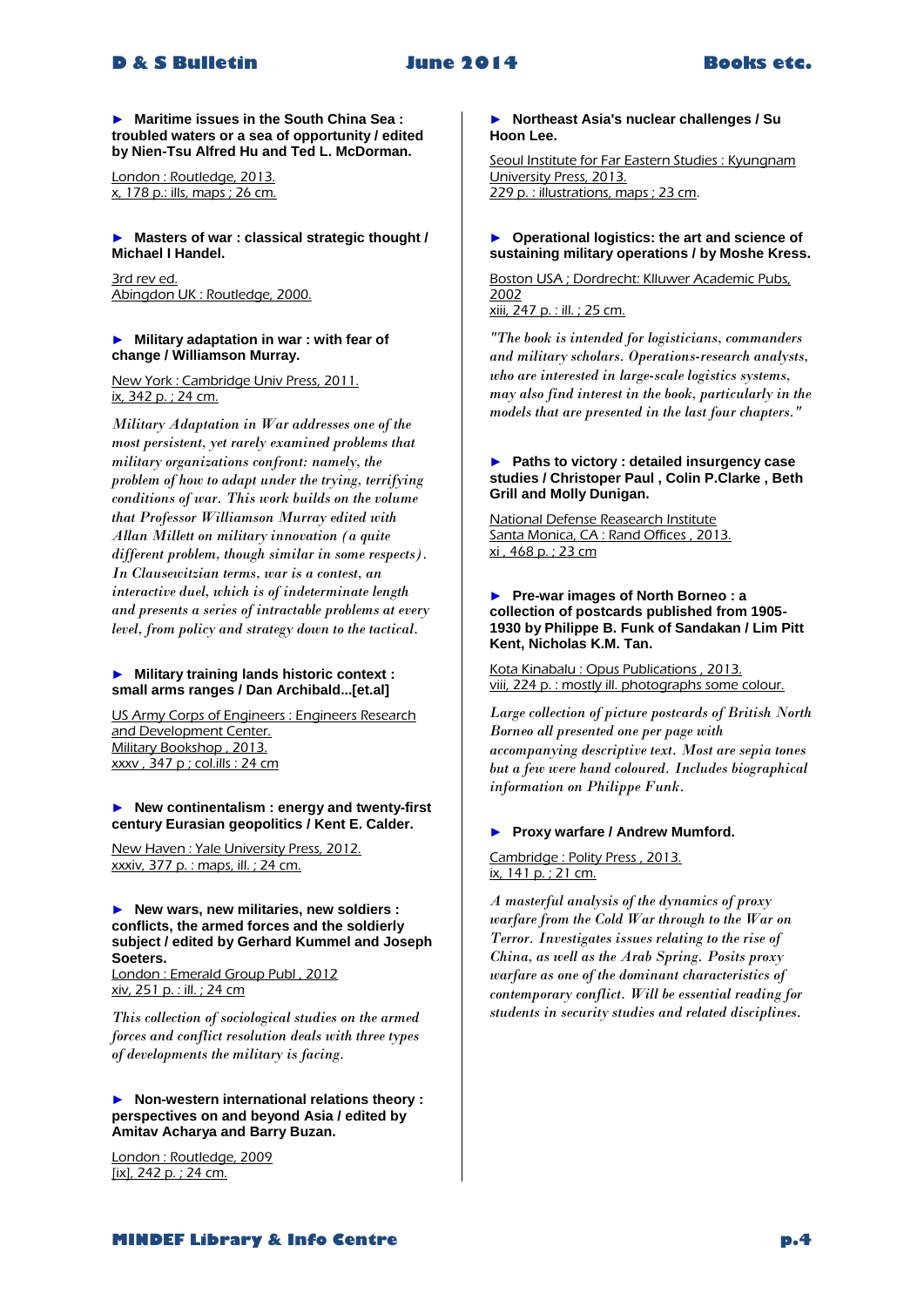► **Maritime issues in the South China Sea : troubled waters or a sea of opportunity / edited by Nien-Tsu Alfred Hu and Ted L. McDorman.**

London : Routledge, 2013.
x, 178 p.: ills, maps ; 26 cm.

► **Masters of war : classical strategic thought / Michael I Handel.**

3rd rev ed.
Abingdon UK : Routledge, 2000.

► **Military adaptation in war : with fear of change / Williamson Murray.**

New York : Cambridge Univ Press, 2011.
ix, 342 p. ; 24 cm.

*Military Adaptation in War addresses one of the most persistent, yet rarely examined problems that military organizations confront: namely, the problem of how to adapt under the trying, terrifying conditions of war. This work builds on the volume that Professor Williamson Murray edited with Allan Millett on military innovation (a quite different problem, though similar in some respects). In Clausewitzian terms, war is a contest, an interactive duel, which is of indeterminate length and presents a series of intractable problems at every level, from policy and strategy down to the tactical.*

► **Military training lands historic context : small arms ranges / Dan Archibald...[et.al]**

US Army Corps of Engineers : Engineers Research and Development Center.
Military Bookshop , 2013.
xxxv , 347 p ; col.ills : 24 cm

► **New continentalism : energy and twenty-first century Eurasian geopolitics / Kent E. Calder.**

New Haven : Yale University Press, 2012.
xxxiv, 377 p. : maps, ill. ; 24 cm.

► **New wars, new militaries, new soldiers : conflicts, the armed forces and the soldierly subject / edited by Gerhard Kummel and Joseph Soeters.**

London : Emerald Group Publ , 2012
xiv, 251 p. : ill. ; 24 cm

*This collection of sociological studies on the armed forces and conflict resolution deals with three types of developments the military is facing.*

► **Non-western international relations theory : perspectives on and beyond Asia / edited by Amitav Acharya and Barry Buzan.**

London : Routledge, 2009
[ix], 242 p. ; 24 cm.

► **Northeast Asia's nuclear challenges / Su Hoon Lee.**

Seoul Institute for Far Eastern Studies : Kyungnam University Press, 2013.
229 p. : illustrations, maps ; 23 cm.

► **Operational logistics: the art and science of sustaining military operations / by Moshe Kress.**

Boston USA ; Dordrecht: Klluwer Academic Pubs, 2002
xiii, 247 p. : ill. ; 25 cm.

*"The book is intended for logisticians, commanders and military scholars. Operations-research analysts, who are interested in large-scale logistics systems, may also find interest in the book, particularly in the models that are presented in the last four chapters."*

► **Paths to victory : detailed insurgency case studies / Christoper Paul , Colin P.Clarke , Beth Grill and Molly Dunigan.**

National Defense Reasearch Institute
Santa Monica, CA : Rand Offices , 2013.
xi , 468 p. ; 23 cm

► **Pre-war images of North Borneo : a collection of postcards published from 1905-1930 by Philippe B. Funk of Sandakan / Lim Pitt Kent, Nicholas K.M. Tan.**

Kota Kinabalu : Opus Publications , 2013.
viii, 224 p. : mostly ill. photographs some colour.

*Large collection of picture postcards of British North Borneo all presented one per page with accompanying descriptive text. Most are sepia tones but a few were hand coloured. Includes biographical information on Philippe Funk.*

► **Proxy warfare / Andrew Mumford.**

Cambridge : Polity Press , 2013.
ix, 141 p. ; 21 cm.

*A masterful analysis of the dynamics of proxy warfare from the Cold War through to the War on Terror. Investigates issues relating to the rise of China, as well as the Arab Spring. Posits proxy warfare as one of the dominant characteristics of contemporary conflict. Will be essential reading for students in security studies and related disciplines.*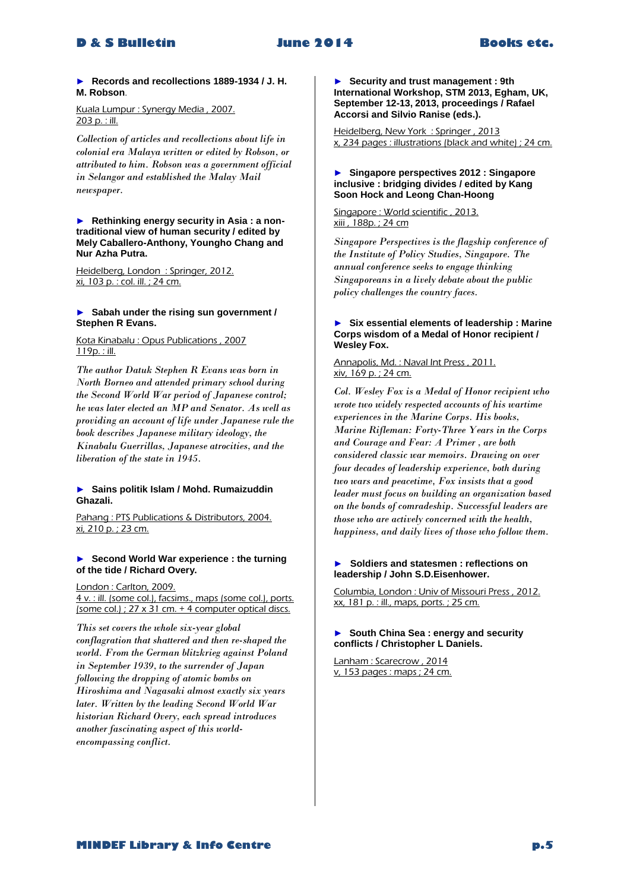► **Records and recollections 1889-1934 / J. H. M. Robson**.

Kuala Lumpur : Synergy Media , 2007.
203 p. : ill.

*Collection of articles and recollections about life in colonial era Malaya written or edited by Robson, or attributed to him. Robson was a government official in Selangor and established the Malay Mail newspaper.*

► **Rethinking energy security in Asia : a non-traditional view of human security / edited by Mely Caballero-Anthony, Youngho Chang and Nur Azha Putra.**

Heidelberg, London : Springer, 2012.
xi, 103 p. : col. ill. ; 24 cm.

► **Sabah under the rising sun government / Stephen R Evans.**

Kota Kinabalu : Opus Publications , 2007
119p. : ill.

*The author Datuk Stephen R Evans was born in North Borneo and attended primary school during the Second World War period of Japanese control; he was later elected an MP and Senator. As well as providing an account of life under Japanese rule the book describes Japanese military ideology, the Kinabalu Guerrillas, Japanese atrocities, and the liberation of the state in 1945.*

► **Sains politik Islam / Mohd. Rumaizuddin Ghazali.**

Pahang : PTS Publications & Distributors, 2004.
xi, 210 p. ; 23 cm.

► **Second World War experience : the turning of the tide / Richard Overy.**

London : Carlton, 2009.
4 v. : ill. (some col.), facsims., maps (some col.), ports. (some col.) ; 27 x 31 cm. + 4 computer optical discs.

*This set covers the whole six-year global conflagration that shattered and then re-shaped the world. From the German blitzkrieg against Poland in September 1939, to the surrender of Japan following the dropping of atomic bombs on Hiroshima and Nagasaki almost exactly six years later. Written by the leading Second World War historian Richard Overy, each spread introduces another fascinating aspect of this world-encompassing conflict.*

► **Security and trust management : 9th International Workshop, STM 2013, Egham, UK, September 12-13, 2013, proceedings / Rafael Accorsi and Silvio Ranise (eds.).**

Heidelberg, New York : Springer , 2013
x, 234 pages : illustrations (black and white) ; 24 cm.

► **Singapore perspectives 2012 : Singapore inclusive : bridging divides / edited by Kang Soon Hock and Leong Chan-Hoong**

Singapore : World scientific , 2013.
xiii , 188p. ; 24 cm

*Singapore Perspectives is the flagship conference of the Institute of Policy Studies, Singapore. The annual conference seeks to engage thinking Singaporeans in a lively debate about the public policy challenges the country faces.*

► **Six essential elements of leadership : Marine Corps wisdom of a Medal of Honor recipient / Wesley Fox.**

Annapolis, Md. : Naval Int Press , 2011.
xiv, 169 p. ; 24 cm.

*Col. Wesley Fox is a Medal of Honor recipient who wrote two widely respected accounts of his wartime experiences in the Marine Corps. His books, Marine Rifleman: Forty-Three Years in the Corps and Courage and Fear: A Primer , are both considered classic war memoirs. Drawing on over four decades of leadership experience, both during two wars and peacetime, Fox insists that a good leader must focus on building an organization based on the bonds of comradeship. Successful leaders are those who are actively concerned with the health, happiness, and daily lives of those who follow them.*

► **Soldiers and statesmen : reflections on leadership / John S.D.Eisenhower.**

Columbia, London : Univ of Missouri Press , 2012.
xx, 181 p. : ill., maps, ports. ; 25 cm.

► **South China Sea : energy and security conflicts / Christopher L Daniels.**

Lanham : Scarecrow , 2014
v, 153 pages : maps ; 24 cm.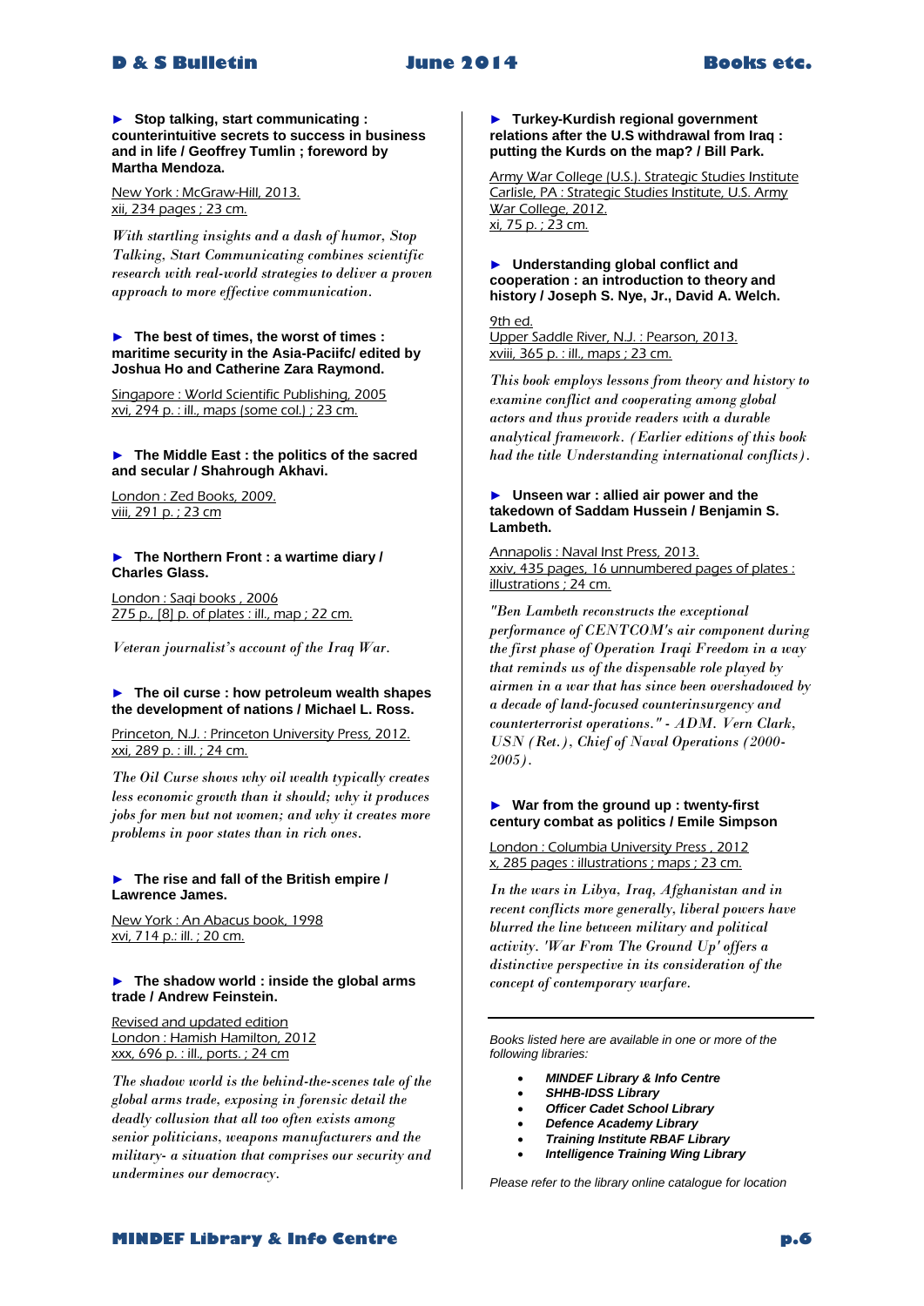► **Stop talking, start communicating : counterintuitive secrets to success in business and in life / Geoffrey Tumlin ; foreword by Martha Mendoza.**

New York : McGraw-Hill, 2013.
xii, 234 pages ; 23 cm.

*With startling insights and a dash of humor, Stop Talking, Start Communicating combines scientific research with real-world strategies to deliver a proven approach to more effective communication.*

► **The best of times, the worst of times : maritime security in the Asia-Paciifc/ edited by Joshua Ho and Catherine Zara Raymond.**

Singapore : World Scientific Publishing, 2005
xvi, 294 p. : ill., maps (some col.) ; 23 cm.

► **The Middle East : the politics of the sacred and secular / Shahrough Akhavi.**

London : Zed Books, 2009.
viii, 291 p. ; 23 cm

► **The Northern Front : a wartime diary / Charles Glass.**

London : Saqi books , 2006
275 p., [8] p. of plates : ill., map ; 22 cm.

*Veteran journalist's account of the Iraq War.*

► **The oil curse : how petroleum wealth shapes the development of nations / Michael L. Ross.**

Princeton, N.J. : Princeton University Press, 2012.
xxi, 289 p. : ill. ; 24 cm.

*The Oil Curse shows why oil wealth typically creates less economic growth than it should; why it produces jobs for men but not women; and why it creates more problems in poor states than in rich ones.*

► **The rise and fall of the British empire / Lawrence James.**

New York : An Abacus book, 1998
xvi, 714 p.: ill. ; 20 cm.

► **The shadow world : inside the global arms trade / Andrew Feinstein.**

Revised and updated edition
London : Hamish Hamilton, 2012
xxx, 696 p. : ill., ports. ; 24 cm

*The shadow world is the behind-the-scenes tale of the global arms trade, exposing in forensic detail the deadly collusion that all too often exists among senior politicians, weapons manufacturers and the military- a situation that comprises our security and undermines our democracy.*

► **Turkey-Kurdish regional government relations after the U.S withdrawal from Iraq : putting the Kurds on the map? / Bill Park.**

Army War College (U.S.). Strategic Studies Institute
Carlisle, PA : Strategic Studies Institute, U.S. Army War College, 2012.
xi, 75 p. ; 23 cm.

► **Understanding global conflict and cooperation : an introduction to theory and history / Joseph S. Nye, Jr., David A. Welch.**

9th ed.
Upper Saddle River, N.J. : Pearson, 2013.
xviii, 365 p. : ill., maps ; 23 cm.

*This book employs lessons from theory and history to examine conflict and cooperating among global actors and thus provide readers with a durable analytical framework. (Earlier editions of this book had the title Understanding international conflicts).*

► **Unseen war : allied air power and the takedown of Saddam Hussein / Benjamin S. Lambeth.**

Annapolis : Naval Inst Press, 2013.
xxiv, 435 pages, 16 unnumbered pages of plates : illustrations ; 24 cm.

*"Ben Lambeth reconstructs the exceptional performance of CENTCOM's air component during the first phase of Operation Iraqi Freedom in a way that reminds us of the dispensable role played by airmen in a war that has since been overshadowed by a decade of land-focused counterinsurgency and counterterrorist operations." - ADM. Vern Clark, USN (Ret.), Chief of Naval Operations (2000-2005).*

► **War from the ground up : twenty-first century combat as politics / Emile Simpson**

London : Columbia University Press , 2012
x, 285 pages : illustrations ; maps ; 23 cm.

*In the wars in Libya, Iraq, Afghanistan and in recent conflicts more generally, liberal powers have blurred the line between military and political activity. 'War From The Ground Up' offers a distinctive perspective in its consideration of the concept of contemporary warfare.*

---

*Books listed here are available in one or more of the following libraries:*

- ***MINDEF Library & Info Centre***
- ***SHHB-IDSS Library***
- ***Officer Cadet School Library***
- ***Defence Academy Library***
- ***Training Institute RBAF Library***
- ***Intelligence Training Wing Library***

*Please refer to the library online catalogue for location*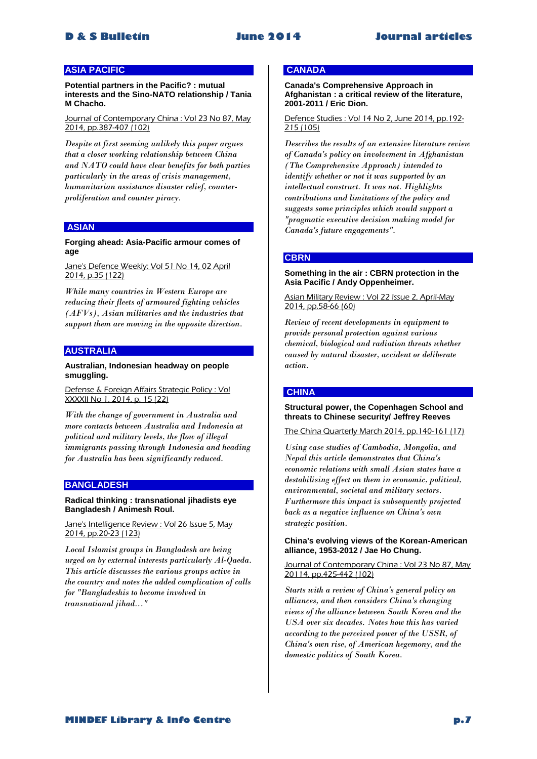## ASIA PACIFIC

**Potential partners in the Pacific? : mutual interests and the Sino-NATO relationship / Tania M Chacho.**

Journal of Contemporary China : Vol 23 No 87, May 2014, pp.387-407 (102)

*Despite at first seeming unlikely this paper argues that a closer working relationship between China and NATO could have clear benefits for both parties particularly in the areas of crisis management, humanitarian assistance disaster relief, counter-proliferation and counter piracy.*

## ASIAN

**Forging ahead: Asia-Pacific armour comes of age**

Jane's Defence Weekly: Vol 51 No 14, 02 April 2014, p.35 (122)

*While many countries in Western Europe are reducing their fleets of armoured fighting vehicles (AFVs), Asian militaries and the industries that support them are moving in the opposite direction.*

## AUSTRALIA

**Australian, Indonesian headway on people smuggling.**

Defense & Foreign Affairs Strategic Policy : Vol XXXXII No 1, 2014, p. 15 (22)

*With the change of government in Australia and more contacts between Australia and Indonesia at political and military levels, the flow of illegal immigrants passing through Indonesia and heading for Australia has been significantly reduced.*

## BANGLADESH

**Radical thinking : transnational jihadists eye Bangladesh / Animesh Roul.**

Jane's Intelligence Review : Vol 26 Issue 5, May 2014, pp.20-23 (123)

*Local Islamist groups in Bangladesh are being urged on by external interests particularly Al-Qaeda. This article discusses the various groups active in the country and notes the added complication of calls for "Bangladeshis to become involved in transnational jihad..."*

## CANADA

**Canada's Comprehensive Approach in Afghanistan : a critical review of the literature, 2001-2011 / Eric Dion.**

Defence Studies : Vol 14 No 2, June 2014, pp.192-215 (105)

*Describes the results of an extensive literature review of Canada's policy on involvement in Afghanistan (The Comprehensive Approach) intended to identify whether or not it was supported by an intellectual construct. It was not. Highlights contributions and limitations of the policy and suggests some principles which would support a "pragmatic executive decision making model for Canada's future engagements".*

## CBRN

**Something in the air : CBRN protection in the Asia Pacific / Andy Oppenheimer.**

Asian Military Review : Vol 22 Issue 2, April-May 2014, pp.58-66 (60)

*Review of recent developments in equipment to provide personal protection against various chemical, biological and radiation threats whether caused by natural disaster, accident or deliberate action.*

## CHINA

**Structural power, the Copenhagen School and threats to Chinese security/ Jeffrey Reeves**

The China Quarterly March 2014, pp.140-161 (17)

*Using case studies of Cambodia, Mongolia, and Nepal this article demonstrates that China's economic relations with small Asian states have a destabilising effect on them in economic, political, environmental, societal and military sectors. Furthermore this impact is subsequently projected back as a negative influence on China's own strategic position.*

**China's evolving views of the Korean-American alliance, 1953-2012 / Jae Ho Chung.**

Journal of Contemporary China : Vol 23 No 87, May 20114, pp.425-442 (102)

*Starts with a review of China's general policy on alliances, and then considers China's changing views of the alliance between South Korea and the USA over six decades. Notes how this has varied according to the perceived power of the USSR, of China's own rise, of American hegemony, and the domestic politics of South Korea.*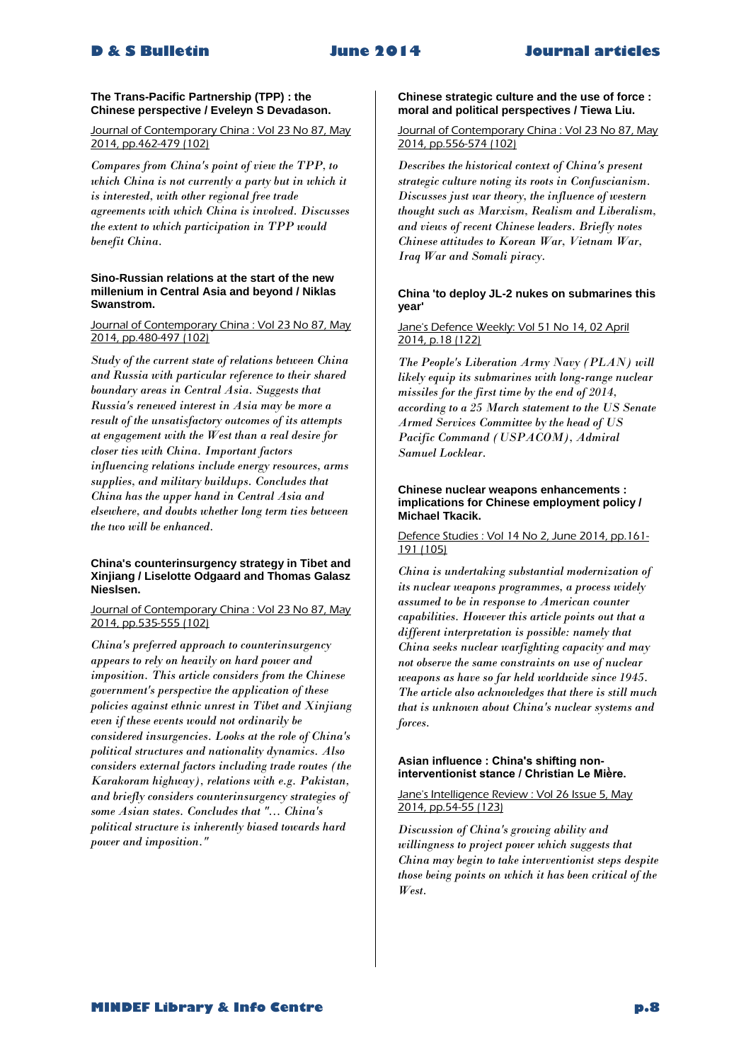**The Trans-Pacific Partnership (TPP) : the Chinese perspective / Eveleyn S Devadason.**

Journal of Contemporary China : Vol 23 No 87, May 2014, pp.462-479 (102)

*Compares from China's point of view the TPP, to which China is not currently a party but in which it is interested, with other regional free trade agreements with which China is involved. Discusses the extent to which participation in TPP would benefit China.*

**Sino-Russian relations at the start of the new millenium in Central Asia and beyond / Niklas Swanstrom.**

Journal of Contemporary China : Vol 23 No 87, May 2014, pp.480-497 (102)

*Study of the current state of relations between China and Russia with particular reference to their shared boundary areas in Central Asia. Suggests that Russia's renewed interest in Asia may be more a result of the unsatisfactory outcomes of its attempts at engagement with the West than a real desire for closer ties with China. Important factors influencing relations include energy resources, arms supplies, and military buildups. Concludes that China has the upper hand in Central Asia and elsewhere, and doubts whether long term ties between the two will be enhanced.*

**China's counterinsurgency strategy in Tibet and Xinjiang / Liselotte Odgaard and Thomas Galasz Nieslsen.**

Journal of Contemporary China : Vol 23 No 87, May 2014, pp.535-555 (102)

*China's preferred approach to counterinsurgency appears to rely on heavily on hard power and imposition. This article considers from the Chinese government's perspective the application of these policies against ethnic unrest in Tibet and Xinjiang even if these events would not ordinarily be considered insurgencies. Looks at the role of China's political structures and nationality dynamics. Also considers external factors including trade routes (the Karakoram highway), relations with e.g. Pakistan, and briefly considers counterinsurgency strategies of some Asian states. Concludes that "... China's political structure is inherently biased towards hard power and imposition."*

**Chinese strategic culture and the use of force : moral and political perspectives / Tiewa Liu.**

Journal of Contemporary China : Vol 23 No 87, May 2014, pp.556-574 (102)

*Describes the historical context of China's present strategic culture noting its roots in Confuscianism. Discusses just war theory, the influence of western thought such as Marxism, Realism and Liberalism, and views of recent Chinese leaders. Briefly notes Chinese attitudes to Korean War, Vietnam War, Iraq War and Somali piracy.*

**China 'to deploy JL-2 nukes on submarines this year'**

Jane's Defence Weekly: Vol 51 No 14, 02 April 2014, p.18 (122)

*The People's Liberation Army Navy (PLAN) will likely equip its submarines with long-range nuclear missiles for the first time by the end of 2014, according to a 25 March statement to the US Senate Armed Services Committee by the head of US Pacific Command (USPACOM), Admiral Samuel Locklear.*

**Chinese nuclear weapons enhancements : implications for Chinese employment policy / Michael Tkacik.**

Defence Studies : Vol 14 No 2, June 2014, pp.161-191 (105)

*China is undertaking substantial modernization of its nuclear weapons programmes, a process widely assumed to be in response to American counter capabilities. However this article points out that a different interpretation is possible: namely that China seeks nuclear warfighting capacity and may not observe the same constraints on use of nuclear weapons as have so far held worldwide since 1945. The article also acknowledges that there is still much that is unknown about China's nuclear systems and forces.*

**Asian influence : China's shifting non-interventionist stance / Christian Le Mière.**

Jane's Intelligence Review : Vol 26 Issue 5, May 2014, pp.54-55 (123)

*Discussion of China's growing ability and willingness to project power which suggests that China may begin to take interventionist steps despite those being points on which it has been critical of the West.*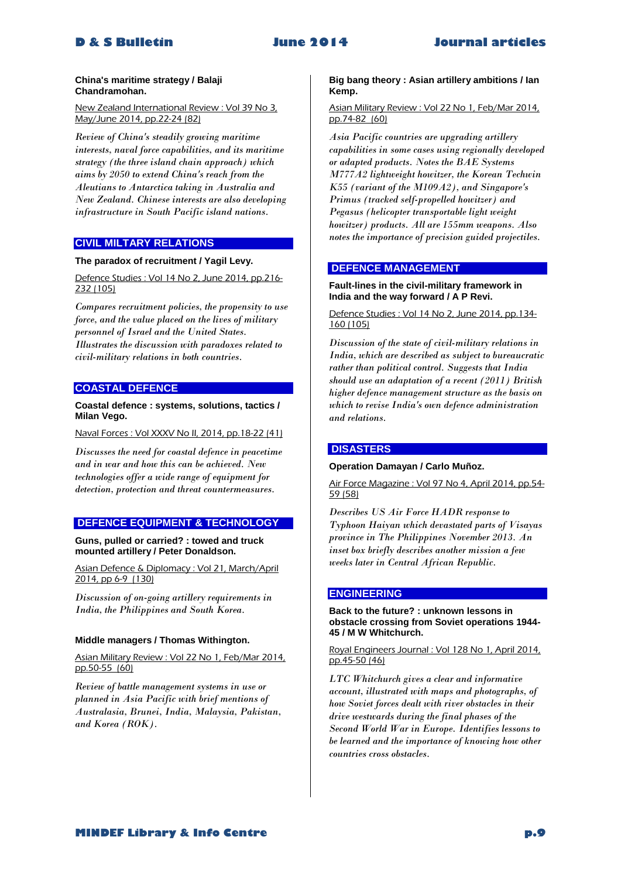**China's maritime strategy / Balaji Chandramohan.**

New Zealand International Review : Vol 39 No 3, May/June 2014, pp.22-24 (82)

*Review of China's steadily growing maritime interests, naval force capabilities, and its maritime strategy (the three island chain approach) which aims by 2050 to extend China's reach from the Aleutians to Antarctica taking in Australia and New Zealand. Chinese interests are also developing infrastructure in South Pacific island nations.*

## CIVIL MILTARY RELATIONS

**The paradox of recruitment / Yagil Levy.**

Defence Studies : Vol 14 No 2, June 2014, pp.216-232 (105)

*Compares recruitment policies, the propensity to use force, and the value placed on the lives of military personnel of Israel and the United States. Illustrates the discussion with paradoxes related to civil-military relations in both countries.*

## COASTAL DEFENCE

**Coastal defence : systems, solutions, tactics / Milan Vego.**

Naval Forces : Vol XXXV No II, 2014, pp.18-22 (41)

*Discusses the need for coastal defence in peacetime and in war and how this can be achieved. New technologies offer a wide range of equipment for detection, protection and threat countermeasures.*

## DEFENCE EQUIPMENT & TECHNOLOGY

**Guns, pulled or carried? : towed and truck mounted artillery / Peter Donaldson.**

Asian Defence & Diplomacy : Vol 21, March/April 2014, pp 6-9 (130)

*Discussion of on-going artillery requirements in India, the Philippines and South Korea.*

**Middle managers / Thomas Withington.**

Asian Military Review : Vol 22 No 1, Feb/Mar 2014, pp.50-55 (60)

*Review of battle management systems in use or planned in Asia Pacific with brief mentions of Australasia, Brunei, India, Malaysia, Pakistan, and Korea (ROK).*

**Big bang theory : Asian artillery ambitions / Ian Kemp.**

Asian Military Review : Vol 22 No 1, Feb/Mar 2014, pp.74-82 (60)

*Asia Pacific countries are upgrading artillery capabilities in some cases using regionally developed or adapted products. Notes the BAE Systems M777A2 lightweight howitzer, the Korean Techwin K55 (variant of the M109A2), and Singapore's Primus (tracked self-propelled howitzer) and Pegasus (helicopter transportable light weight howitzer) products. All are 155mm weapons. Also notes the importance of precision guided projectiles.*

## DEFENCE MANAGEMENT

**Fault-lines in the civil-military framework in India and the way forward / A P Revi.**

Defence Studies : Vol 14 No 2, June 2014, pp.134-160 (105)

*Discussion of the state of civil-military relations in India, which are described as subject to bureaucratic rather than political control. Suggests that India should use an adaptation of a recent (2011) British higher defence management structure as the basis on which to revise India's own defence administration and relations.*

## DISASTERS

**Operation Damayan / Carlo Muñoz.**

Air Force Magazine : Vol 97 No 4, April 2014, pp.54-59 (58)

*Describes US Air Force HADR response to Typhoon Haiyan which devastated parts of Visayas province in The Philippines November 2013. An inset box briefly describes another mission a few weeks later in Central African Republic.*

## ENGINEERING

**Back to the future? : unknown lessons in obstacle crossing from Soviet operations 1944-45 / M W Whitchurch.**

Royal Engineers Journal : Vol 128 No 1, April 2014, pp.45-50 (46)

*LTC Whitchurch gives a clear and informative account, illustrated with maps and photographs, of how Soviet forces dealt with river obstacles in their drive westwards during the final phases of the Second World War in Europe. Identifies lessons to be learned and the importance of knowing how other countries cross obstacles.*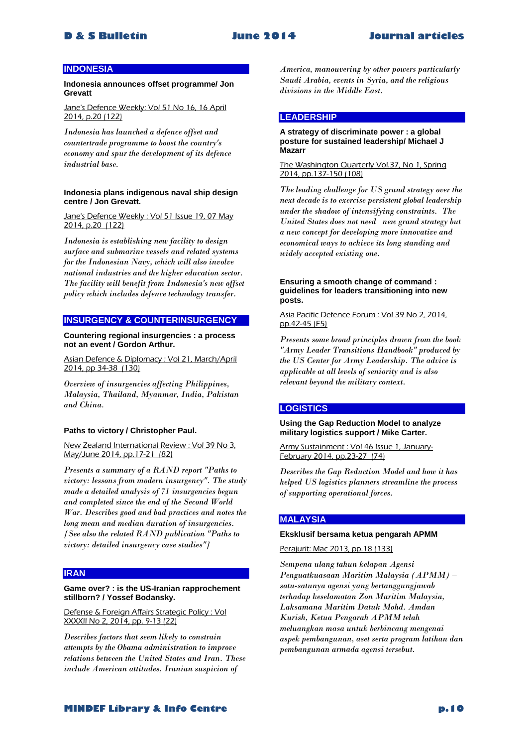## INDONESIA

**Indonesia announces offset programme/ Jon Grevatt**

Jane's Defence Weekly: Vol 51 No 16, 16 April 2014, p.20 (122)

*Indonesia has launched a defence offset and countertrade programme to boost the country's economy and spur the development of its defence industrial base.*

**Indonesia plans indigenous naval ship design centre / Jon Grevatt.**

Jane's Defence Weekly : Vol 51 Issue 19, 07 May 2014, p.20 (122)

*Indonesia is establishing new facility to design surface and submarine vessels and related systems for the Indonesian Navy, which will also involve national industries and the higher education sector. The facility will benefit from Indonesia's new offset policy which includes defence technology transfer.*

## INSURGENCY & COUNTERINSURGENCY

**Countering regional insurgencies : a process not an event / Gordon Arthur.**

Asian Defence & Diplomacy : Vol 21, March/April 2014, pp 34-38 (130)

*Overview of insurgencies affecting Philippines, Malaysia, Thailand, Myanmar, India, Pakistan and China.*

**Paths to victory / Christopher Paul.**

New Zealand International Review : Vol 39 No 3, May/June 2014, pp.17-21 (82)

*Presents a summary of a RAND report "Paths to victory: lessons from modern insurgency". The study made a detailed analysis of 71 insurgencies begun and completed since the end of the Second World War. Describes good and bad practices and notes the long mean and median duration of insurgencies. [See also the related RAND publication "Paths to victory: detailed insurgency case studies"]*

## IRAN

**Game over? : is the US-Iranian rapprochement stillborn? / Yossef Bodansky.**

Defense & Foreign Affairs Strategic Policy : Vol XXXXII No 2, 2014, pp. 9-13 (22)

*Describes factors that seem likely to constrain attempts by the Obama administration to improve relations between the United States and Iran. These include American attitudes, Iranian suspicion of America, manouevering by other powers particularly Saudi Arabia, events in Syria, and the religious divisions in the Middle East.*

## LEADERSHIP

**A strategy of discriminate power : a global posture for sustained leadership/ Michael J Mazarr**

The Washington Quarterly Vol.37, No 1, Spring 2014, pp.137-150 (108)

*The leading challenge for US grand strategy over the next decade is to exercise persistent global leadership under the shadow of intensifying constraints. The United States does not need new grand strategy but a new concept for developing more innovative and economical ways to achieve its long standing and widely accepted existing one.*

**Ensuring a smooth change of command : guidelines for leaders transitioning into new posts.**

Asia Pacific Defence Forum : Vol 39 No 2, 2014, pp.42-45 (F5)

*Presents some broad principles drawn from the book "Army Leader Transitions Handbook" produced by the US Center for Army Leadership. The advice is applicable at all levels of seniority and is also relevant beyond the military context.*

## LOGISTICS

**Using the Gap Reduction Model to analyze military logistics support / Mike Carter.**

Army Sustainment : Vol 46 Issue 1, January-February 2014, pp.23-27 (74)

*Describes the Gap Reduction Model and how it has helped US logistics planners streamline the process of supporting operational forces.*

## MALAYSIA

**Eksklusif bersama ketua pengarah APMM**

Perajurit: Mac 2013, pp.18 (133)

*Sempena ulang tahun kelapan Agensi Penguatkuasaan Maritim Malaysia (APMM) – satu-satunya agensi yang bertanggungjawab terhadap keselamatan Zon Maritim Malaysia, Laksamana Maritim Datuk Mohd. Amdan Kurish, Ketua Pengarah APMM telah meluangkan masa untuk berbincang mengenai aspek pembangunan, aset serta program latihan dan pembangunan armada agensi tersebut.*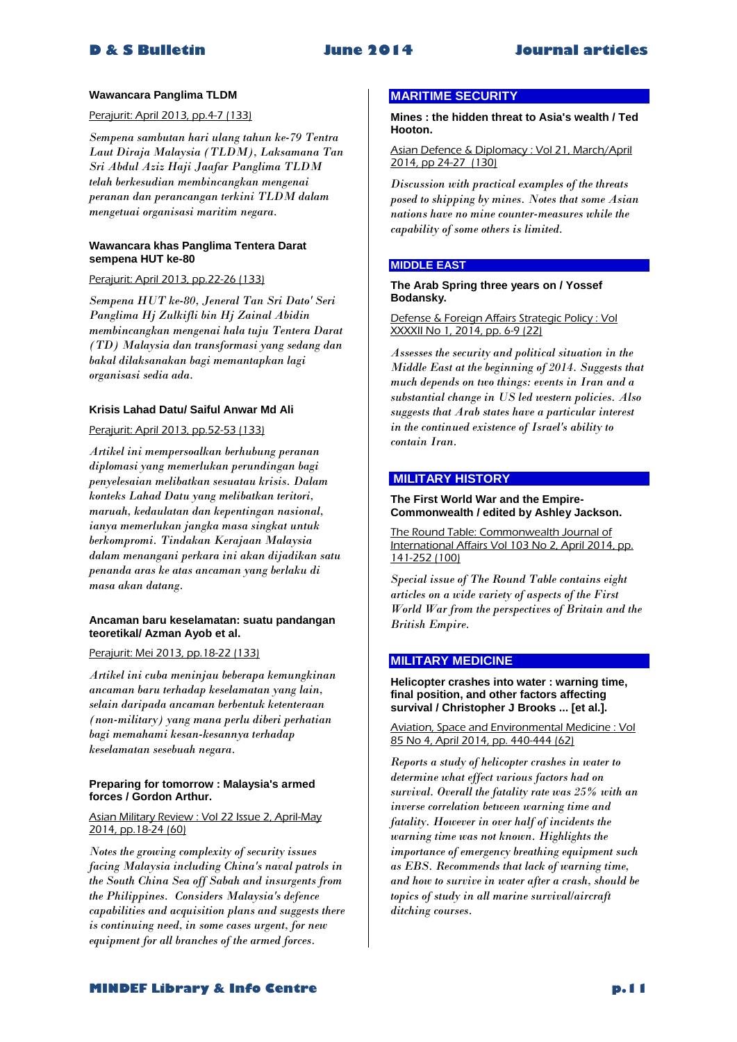**Wawancara Panglima TLDM**

Perajurit: April 2013, pp.4-7 (133)

*Sempena sambutan hari ulang tahun ke-79 Tentra Laut Diraja Malaysia (TLDM), Laksamana Tan Sri Abdul Aziz Haji Jaafar Panglima TLDM telah berkesudian membincangkan mengenai peranan dan perancangan terkini TLDM dalam mengetuai organisasi maritim negara.*

**Wawancara khas Panglima Tentera Darat sempena HUT ke-80**

Perajurit: April 2013, pp.22-26 (133)

*Sempena HUT ke-80, Jeneral Tan Sri Dato' Seri Panglima Hj Zulkifli bin Hj Zainal Abidin membincangkan mengenai hala tuju Tentera Darat (TD) Malaysia dan transformasi yang sedang dan bakal dilaksanakan bagi memantapkan lagi organisasi sedia ada.*

**Krisis Lahad Datu/ Saiful Anwar Md Ali**

Perajurit: April 2013, pp.52-53 (133)

*Artikel ini mempersoalkan berhubung peranan diplomasi yang memerlukan perundingan bagi penyelesaian melibatkan sesuatau krisis. Dalam konteks Lahad Datu yang melibatkan teritori, maruah, kedaulatan dan kepentingan nasional, ianya memerlukan jangka masa singkat untuk berkompromi. Tindakan Kerajaan Malaysia dalam menangani perkara ini akan dijadikan satu penanda aras ke atas ancaman yang berlaku di masa akan datang.*

**Ancaman baru keselamatan: suatu pandangan teoretikal/ Azman Ayob et al.**

Perajurit: Mei 2013, pp.18-22 (133)

*Artikel ini cuba meninjau beberapa kemungkinan ancaman baru terhadap keselamatan yang lain, selain daripada ancaman berbentuk keteneraan (non-military) yang mana perlu diberi perhatian bagi memahami kesan-kesannya terhadap keselamatan sesebuah negara.*

**Preparing for tomorrow : Malaysia's armed forces / Gordon Arthur.**

Asian Military Review : Vol 22 Issue 2, April-May 2014, pp.18-24 (60)

*Notes the growing complexity of security issues facing Malaysia including China's naval patrols in the South China Sea off Sabah and insurgents from the Philippines. Considers Malaysia's defence capabilities and acquisition plans and suggests there is continuing need, in some cases urgent, for new equipment for all branches of the armed forces.*

## MARITIME SECURITY

**Mines : the hidden threat to Asia's wealth / Ted Hooton.**

Asian Defence & Diplomacy : Vol 21, March/April 2014, pp 24-27 (130)

*Discussion with practical examples of the threats posed to shipping by mines. Notes that some Asian nations have no mine counter-measures while the capability of some others is limited.*

## MIDDLE EAST

**The Arab Spring three years on / Yossef Bodansky.**

Defense & Foreign Affairs Strategic Policy : Vol XXXXII No 1, 2014, pp. 6-9 (22)

*Assesses the security and political situation in the Middle East at the beginning of 2014. Suggests that much depends on two things: events in Iran and a substantial change in US led western policies. Also suggests that Arab states have a particular interest in the continued existence of Israel's ability to contain Iran.*

## MILITARY HISTORY

**The First World War and the Empire-Commonwealth / edited by Ashley Jackson.**

The Round Table: Commonwealth Journal of International Affairs Vol 103 No 2, April 2014, pp. 141-252 (100)

*Special issue of The Round Table contains eight articles on a wide variety of aspects of the First World War from the perspectives of Britain and the British Empire.*

## MILITARY MEDICINE

**Helicopter crashes into water : warning time, final position, and other factors affecting survival / Christopher J Brooks ... [et al.].**

Aviation, Space and Environmental Medicine : Vol 85 No 4, April 2014, pp. 440-444 (62)

*Reports a study of helicopter crashes in water to determine what effect various factors had on survival. Overall the fatality rate was 25% with an inverse correlation between warning time and fatality. However in over half of incidents the warning time was not known. Highlights the importance of emergency breathing equipment such as EBS. Recommends that lack of warning time, and how to survive in water after a crash, should be topics of study in all marine survival/aircraft ditching courses.*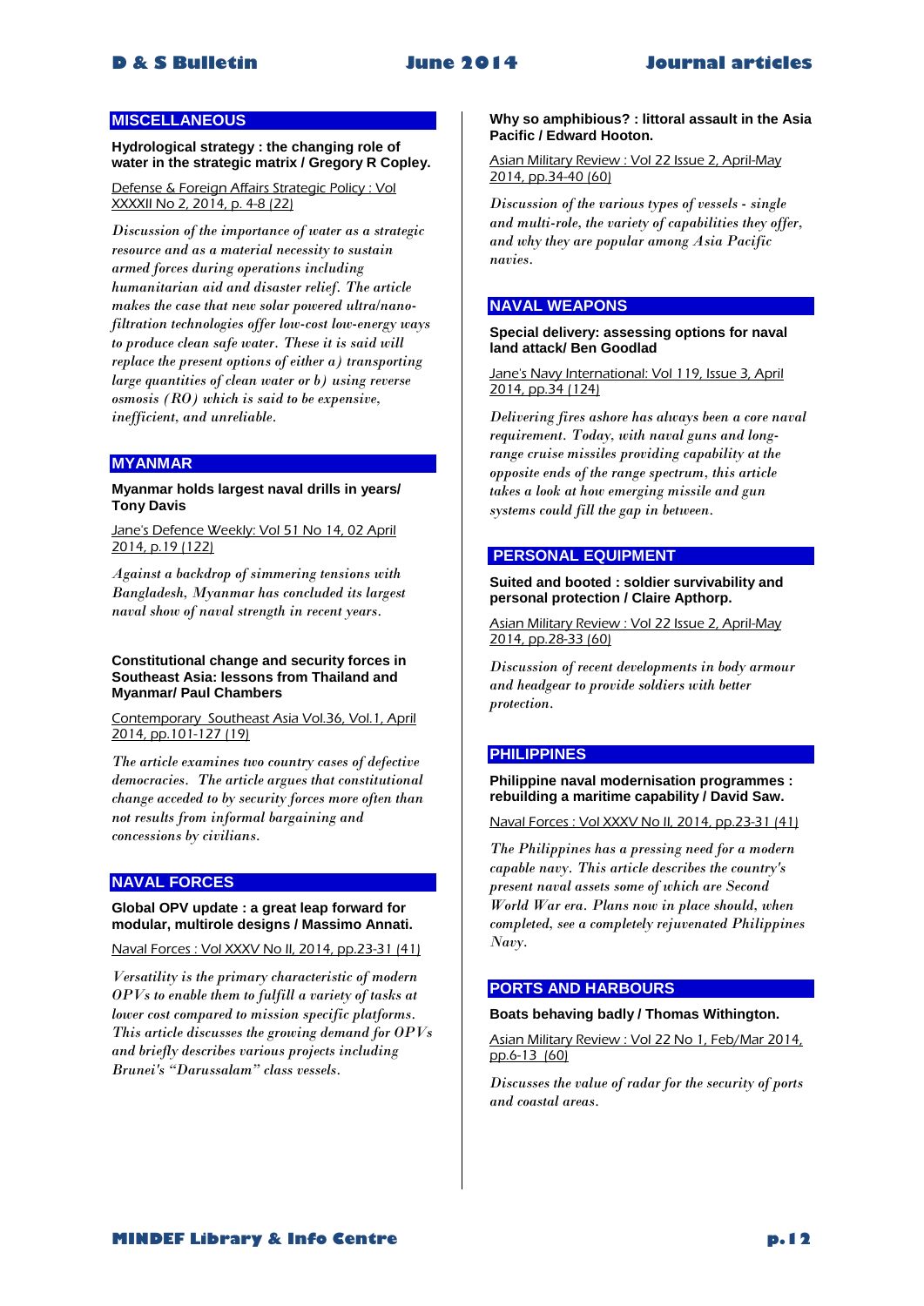## MISCELLANEOUS

**Hydrological strategy : the changing role of water in the strategic matrix / Gregory R Copley.**

Defense & Foreign Affairs Strategic Policy : Vol XXXXII No 2, 2014, p. 4-8 (22)

*Discussion of the importance of water as a strategic resource and as a material necessity to sustain armed forces during operations including humanitarian aid and disaster relief. The article makes the case that new solar powered ultra/nano-filtration technologies offer low-cost low-energy ways to produce clean safe water. These it is said will replace the present options of either a) transporting large quantities of clean water or b) using reverse osmosis (RO) which is said to be expensive, inefficient, and unreliable.*

## MYANMAR

**Myanmar holds largest naval drills in years/ Tony Davis**

Jane's Defence Weekly: Vol 51 No 14, 02 April 2014, p.19 (122)

*Against a backdrop of simmering tensions with Bangladesh, Myanmar has concluded its largest naval show of naval strength in recent years.*

**Constitutional change and security forces in Southeast Asia: lessons from Thailand and Myanmar/ Paul Chambers**

Contemporary Southeast Asia Vol.36, Vol.1, April 2014, pp.101-127 (19)

*The article examines two country cases of defective democracies. The article argues that constitutional change acceded to by security forces more often than not results from informal bargaining and concessions by civilians.*

## NAVAL FORCES

**Global OPV update : a great leap forward for modular, multirole designs / Massimo Annati.**

Naval Forces : Vol XXXV No II, 2014, pp.23-31 (41)

*Versatility is the primary characteristic of modern OPVs to enable them to fulfill a variety of tasks at lower cost compared to mission specific platforms. This article discusses the growing demand for OPVs and briefly describes various projects including Brunei's "Darussalam" class vessels.*

**Why so amphibious? : littoral assault in the Asia Pacific / Edward Hooton.**

Asian Military Review : Vol 22 Issue 2, April-May 2014, pp.34-40 (60)

*Discussion of the various types of vessels - single and multi-role, the variety of capabilities they offer, and why they are popular among Asia Pacific navies.*

## NAVAL WEAPONS

**Special delivery: assessing options for naval land attack/ Ben Goodlad**

Jane's Navy International: Vol 119, Issue 3, April 2014, pp.34 (124)

*Delivering fires ashore has always been a core naval requirement. Today, with naval guns and long-range cruise missiles providing capability at the opposite ends of the range spectrum, this article takes a look at how emerging missile and gun systems could fill the gap in between.*

## PERSONAL EQUIPMENT

**Suited and booted : soldier survivability and personal protection / Claire Apthorp.**

Asian Military Review : Vol 22 Issue 2, April-May 2014, pp.28-33 (60)

*Discussion of recent developments in body armour and headgear to provide soldiers with better protection.*

## PHILIPPINES

**Philippine naval modernisation programmes : rebuilding a maritime capability / David Saw.**

Naval Forces : Vol XXXV No II, 2014, pp.23-31 (41)

*The Philippines has a pressing need for a modern capable navy. This article describes the country's present naval assets some of which are Second World War era. Plans now in place should, when completed, see a completely rejuvenated Philippines Navy.*

## PORTS AND HARBOURS

**Boats behaving badly / Thomas Withington.**

Asian Military Review : Vol 22 No 1, Feb/Mar 2014, pp.6-13 (60)

*Discusses the value of radar for the security of ports and coastal areas.*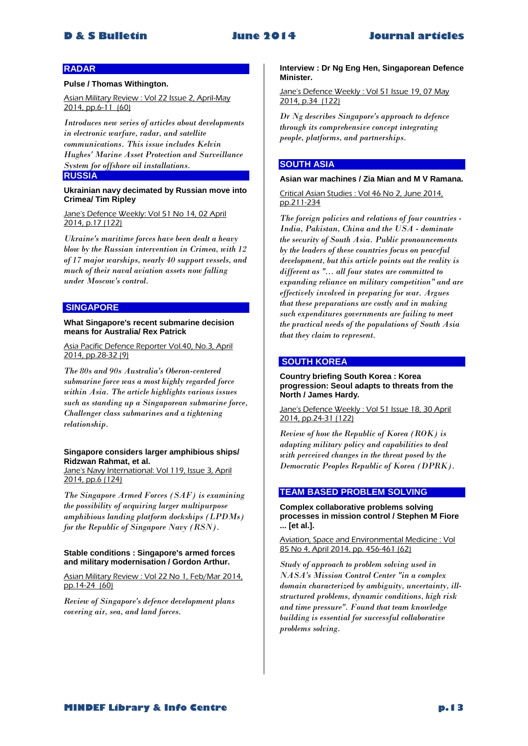## RADAR

**Pulse / Thomas Withington.**

Asian Military Review : Vol 22 Issue 2, April-May 2014, pp.6-11 (60)

*Introduces new series of articles about developments in electronic warfare, radar, and satellite communications. This issue includes Kelvin Hughes' Marine Asset Protection and Surveillance System for offshore oil installations.*

## RUSSIA

**Ukrainian navy decimated by Russian move into Crimea/ Tim Ripley**

Jane's Defence Weekly: Vol 51 No 14, 02 April 2014, p.17 (122)

*Ukraine's maritime forces have been dealt a heavy blow by the Russian intervention in Crimea, with 12 of 17 major warships, nearly 40 support vessels, and much of their naval aviation assets now falling under Moscow's control.*

## SINGAPORE

**What Singapore's recent submarine decision means for Australia/ Rex Patrick**

Asia Pacific Defence Reporter Vol.40, No.3, April 2014, pp.28-32 (9)

*The 80s and 90s Australia's Oberon-centered submarine force was a most highly regarded force within Asia. The article highlights various issues such as standing up a Singaporean submarine force, Challenger class submarines and a tightening relationship.*

**Singapore considers larger amphibious ships/ Ridzwan Rahmat, et al.**

Jane's Navy International: Vol 119, Issue 3, April 2014, pp.6 (124)

*The Singapore Armed Forces (SAF) is examining the possibility of acquiring larger multipurpose amphibious landing platform dockships (LPDMs) for the Republic of Singapore Navy (RSN).*

**Stable conditions : Singapore's armed forces and military modernisation / Gordon Arthur.**

Asian Military Review : Vol 22 No 1, Feb/Mar 2014, pp.14-24 (60)

*Review of Singapore's defence development plans covering air, sea, and land forces.*

**Interview : Dr Ng Eng Hen, Singaporean Defence Minister.**

Jane's Defence Weekly : Vol 51 Issue 19, 07 May 2014, p.34 (122)

*Dr Ng describes Singapore's approach to defence through its comprehensive concept integrating people, platforms, and partnerships.*

## SOUTH ASIA

**Asian war machines / Zia Mian and M V Ramana.**

Critical Asian Studies : Vol 46 No 2, June 2014, pp.211-234

*The foreign policies and relations of four countries - India, Pakistan, China and the USA - dominate the security of South Asia. Public pronouncements by the leaders of these countries focus on peaceful development, but this article points out the reality is different as "... all four states are committed to expanding reliance on military competition" and are effectively involved in preparing for war. Argues that these preparations are costly and in making such expenditures governments are failing to meet the practical needs of the populations of South Asia that they claim to represent.*

## SOUTH KOREA

**Country briefing South Korea : Korea progression: Seoul adapts to threats from the North / James Hardy.**

Jane's Defence Weekly : Vol 51 Issue 18, 30 April 2014, pp.24-31 (122)

*Review of how the Republic of Korea (ROK) is adapting military policy and capabilities to deal with perceived changes in the threat posed by the Democratic Peoples Republic of Korea (DPRK).*

## TEAM BASED PROBLEM SOLVING

**Complex collaborative problems solving processes in mission control / Stephen M Fiore ... [et al.].**

Aviation, Space and Environmental Medicine : Vol 85 No 4, April 2014, pp. 456-461 (62)

*Study of approach to problem solving used in NASA's Mission Control Center "in a complex domain characterized by ambiguity, uncertainty, ill-structured problems, dynamic conditions, high risk and time pressure". Found that team knowledge building is essential for successful collaborative problems solving.*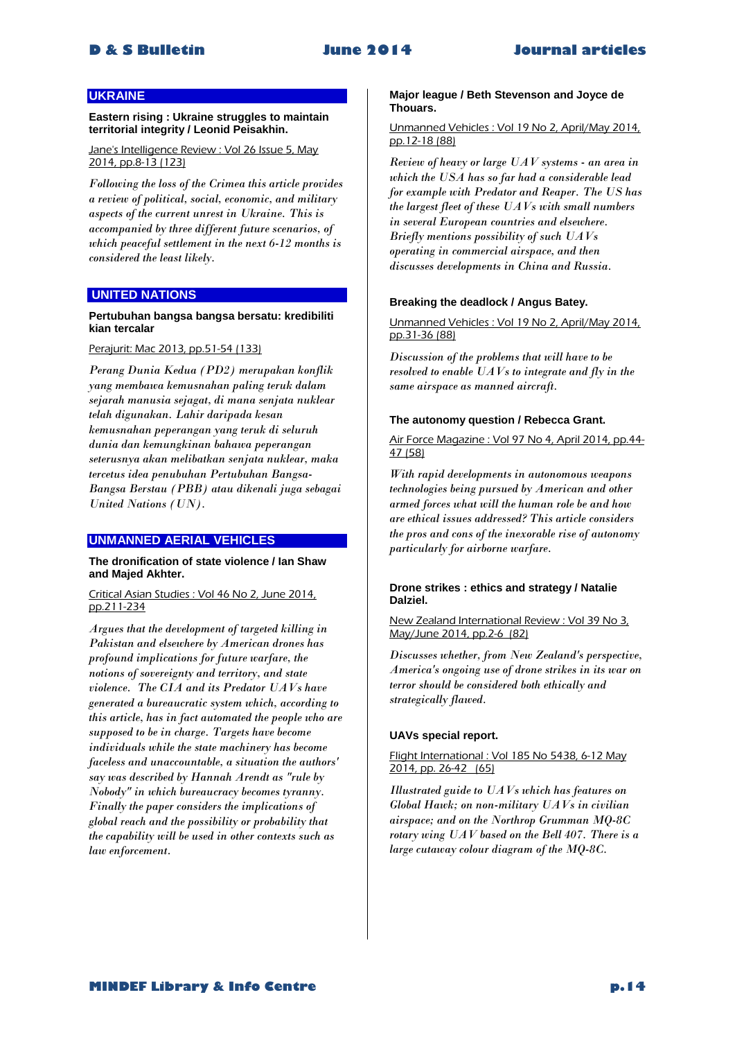## UKRAINE

**Eastern rising : Ukraine struggles to maintain territorial integrity / Leonid Peisakhin.**

Jane's Intelligence Review : Vol 26 Issue 5, May 2014, pp.8-13 (123)

*Following the loss of the Crimea this article provides a review of political, social, economic, and military aspects of the current unrest in Ukraine. This is accompanied by three different future scenarios, of which peaceful settlement in the next 6-12 months is considered the least likely.*

## UNITED NATIONS

**Pertubuhan bangsa bangsa bersatu: kredibiliti kian tercalar**

Perajurit: Mac 2013, pp.51-54 (133)

*Perang Dunia Kedua (PD2) merupakan konflik yang membawa kemusnahan paling teruk dalam sejarah manusia sejagat, di mana senjata nuklear telah digunakan. Lahir daripada kesan kemusnahan peperangan yang teruk di seluruh dunia dan kemungkinan bahawa peperangan seterusnya akan melibatkan senjata nuklear, maka tercetus idea penubuhan Pertubuhan Bangsa-Bangsa Berstau (PBB) atau dikenali juga sebagai United Nations (UN).*

## UNMANNED AERIAL VEHICLES

**The dronification of state violence / Ian Shaw and Majed Akhter.**

Critical Asian Studies : Vol 46 No 2, June 2014, pp.211-234

*Argues that the development of targeted killing in Pakistan and elsewhere by American drones has profound implications for future warfare, the notions of sovereignty and territory, and state violence. The CIA and its Predator UAVs have generated a bureaucratic system which, according to this article, has in fact automated the people who are supposed to be in charge. Targets have become individuals while the state machinery has become faceless and unaccountable, a situation the authors' say was described by Hannah Arendt as "rule by Nobody" in which bureaucracy becomes tyranny. Finally the paper considers the implications of global reach and the possibility or probability that the capability will be used in other contexts such as law enforcement.*

**Major league / Beth Stevenson and Joyce de Thouars.**

Unmanned Vehicles : Vol 19 No 2, April/May 2014, pp.12-18 (88)

*Review of heavy or large UAV systems - an area in which the USA has so far had a considerable lead for example with Predator and Reaper. The US has the largest fleet of these UAVs with small numbers in several European countries and elsewhere. Briefly mentions possibility of such UAVs operating in commercial airspace, and then discusses developments in China and Russia.*

**Breaking the deadlock / Angus Batey.**

Unmanned Vehicles : Vol 19 No 2, April/May 2014, pp.31-36 (88)

*Discussion of the problems that will have to be resolved to enable UAVs to integrate and fly in the same airspace as manned aircraft.*

**The autonomy question / Rebecca Grant.**

Air Force Magazine : Vol 97 No 4, April 2014, pp.44-47 (58)

*With rapid developments in autonomous weapons technologies being pursued by American and other armed forces what will the human role be and how are ethical issues addressed? This article considers the pros and cons of the inexorable rise of autonomy particularly for airborne warfare.*

**Drone strikes : ethics and strategy / Natalie Dalziel.**

New Zealand International Review : Vol 39 No 3, May/June 2014, pp.2-6 (82)

*Discusses whether, from New Zealand's perspective, America's ongoing use of drone strikes in its war on terror should be considered both ethically and strategically flawed.*

**UAVs special report.**

Flight International : Vol 185 No 5438, 6-12 May 2014, pp. 26-42 (65)

*Illustrated guide to UAVs which has features on Global Hawk; on non-military UAVs in civilian airspace; and on the Northrop Grumman MQ-8C rotary wing UAV based on the Bell 407. There is a large cutaway colour diagram of the MQ-8C.*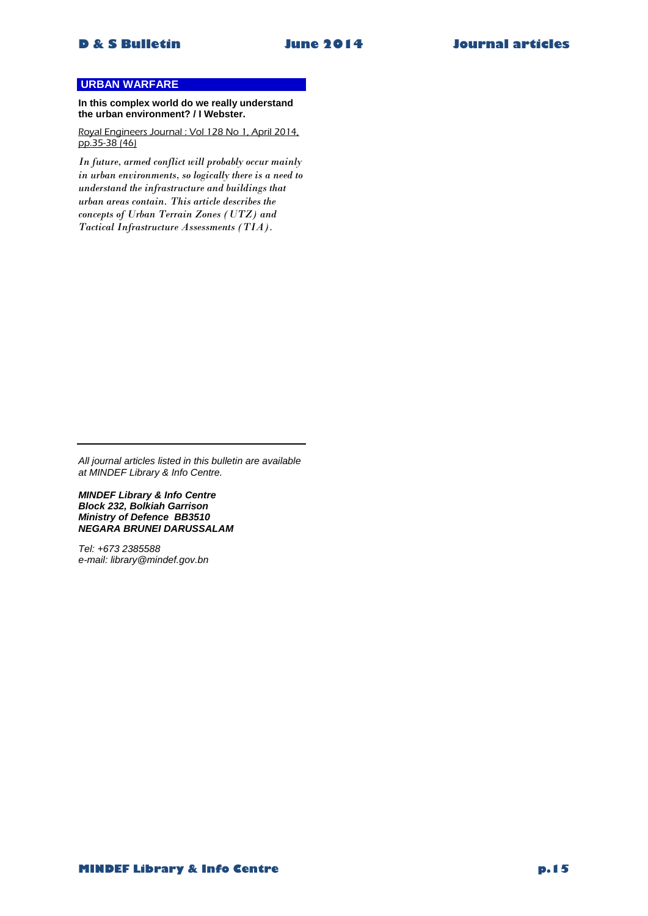## URBAN WARFARE

**In this complex world do we really understand the urban environment? / I Webster.**

Royal Engineers Journal : Vol 128 No 1, April 2014, pp.35-38 (46)

*In future, armed conflict will probably occur mainly in urban environments, so logically there is a need to understand the infrastructure and buildings that urban areas contain. This article describes the concepts of Urban Terrain Zones (UTZ) and Tactical Infrastructure Assessments (TIA).*

---

*All journal articles listed in this bulletin are available at MINDEF Library & Info Centre.*

***MINDEF Library & Info Centre***
***Block 232, Bolkiah Garrison***
***Ministry of Defence BB3510***
***NEGARA BRUNEI DARUSSALAM***

*Tel: +673 2385588*
*e-mail: library@mindef.gov.bn*